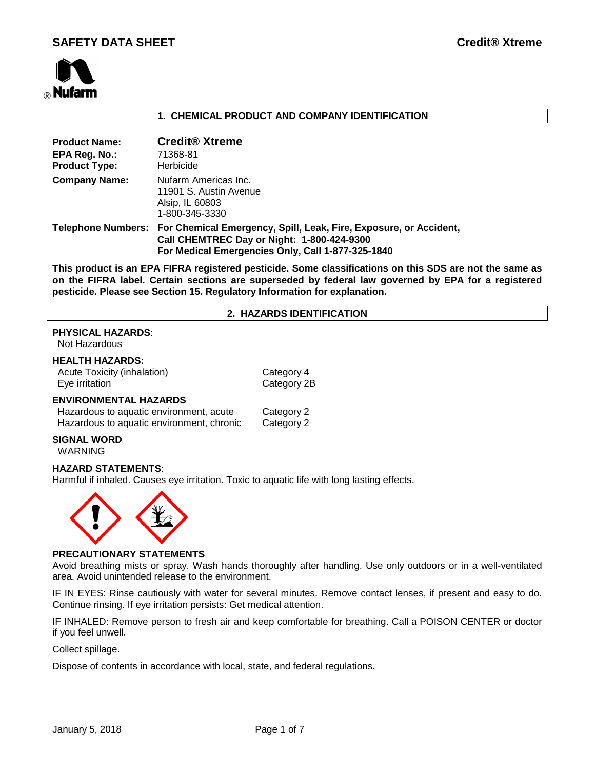# SAFETY DATA SHEET

**Credit® Xtreme**

## 1. CHEMICAL PRODUCT AND COMPANY IDENTIFICATION

| | |
|---|---|
| **Product Name:** | **Credit® Xtreme** |
| **EPA Reg. No.:** | 71368-81 |
| **Product Type:** | Herbicide |
| **Company Name:** | Nufarm Americas Inc.<br>11901 S. Austin Avenue<br>Alsip, IL 60803<br>1-800-345-3330 |
| **Telephone Numbers:** | **For Chemical Emergency, Spill, Leak, Fire, Exposure, or Accident, Call CHEMTREC Day or Night: 1-800-424-9300**<br>**For Medical Emergencies Only, Call 1-877-325-1840** |

**This product is an EPA FIFRA registered pesticide. Some classifications on this SDS are not the same as on the FIFRA label. Certain sections are superseded by federal law governed by EPA for a registered pesticide. Please see Section 15. Regulatory Information for explanation.**

## 2. HAZARDS IDENTIFICATION

**PHYSICAL HAZARDS**:

Not Hazardous

**HEALTH HAZARDS:**

| | |
|---|---|
| Acute Toxicity (inhalation) | Category 4 |
| Eye irritation | Category 2B |

**ENVIRONMENTAL HAZARDS**

| | |
|---|---|
| Hazardous to aquatic environment, acute | Category 2 |
| Hazardous to aquatic environment, chronic | Category 2 |

**SIGNAL WORD**

WARNING

**HAZARD STATEMENTS**:

Harmful if inhaled. Causes eye irritation. Toxic to aquatic life with long lasting effects.

**PRECAUTIONARY STATEMENTS**

Avoid breathing mists or spray. Wash hands thoroughly after handling. Use only outdoors or in a well-ventilated area. Avoid unintended release to the environment.

IF IN EYES: Rinse cautiously with water for several minutes. Remove contact lenses, if present and easy to do. Continue rinsing. If eye irritation persists: Get medical attention.

IF INHALED: Remove person to fresh air and keep comfortable for breathing. Call a POISON CENTER or doctor if you feel unwell.

Collect spillage.

Dispose of contents in accordance with local, state, and federal regulations.

January 5, 2018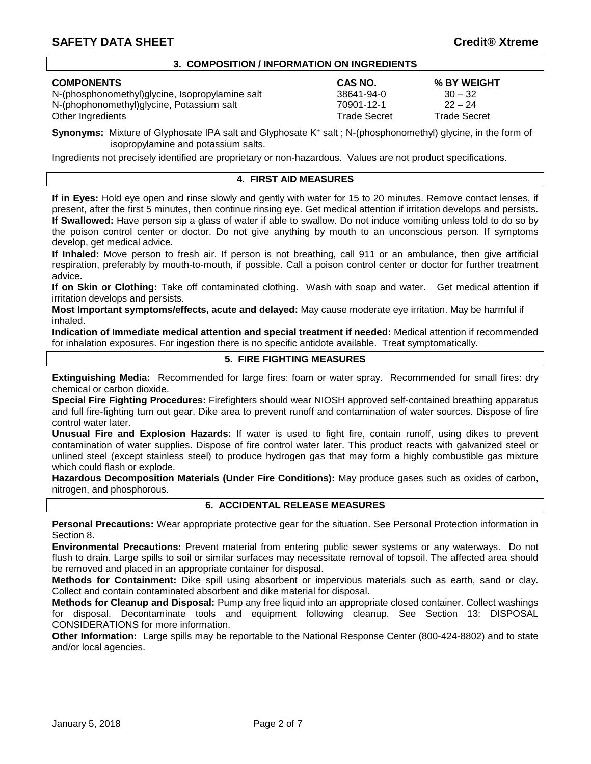## 3. COMPOSITION / INFORMATION ON INGREDIENTS

| COMPONENTS | CAS NO. | % BY WEIGHT |
| --- | --- | --- |
| N-(phosphonomethyl)glycine, Isopropylamine salt | 38641-94-0 | 30 – 32 |
| N-(phophonomethyl)glycine, Potassium salt | 70901-12-1 | 22 – 24 |
| Other Ingredients | Trade Secret | Trade Secret |

**Synonyms:** Mixture of Glyphosate IPA salt and Glyphosate $K^+$ salt ; N-(phosphonomethyl) glycine, in the form of isopropylamine and potassium salts.

Ingredients not precisely identified are proprietary or non-hazardous. Values are not product specifications.

## 4. FIRST AID MEASURES

**If in Eyes:** Hold eye open and rinse slowly and gently with water for 15 to 20 minutes. Remove contact lenses, if present, after the first 5 minutes, then continue rinsing eye. Get medical attention if irritation develops and persists.
**If Swallowed:** Have person sip a glass of water if able to swallow. Do not induce vomiting unless told to do so by the poison control center or doctor. Do not give anything by mouth to an unconscious person. If symptoms develop, get medical advice.
**If Inhaled:** Move person to fresh air. If person is not breathing, call 911 or an ambulance, then give artificial respiration, preferably by mouth-to-mouth, if possible. Call a poison control center or doctor for further treatment advice.
**If on Skin or Clothing:** Take off contaminated clothing. Wash with soap and water. Get medical attention if irritation develops and persists.
**Most Important symptoms/effects, acute and delayed:** May cause moderate eye irritation. May be harmful if inhaled.
**Indication of Immediate medical attention and special treatment if needed:** Medical attention if recommended for inhalation exposures. For ingestion there is no specific antidote available. Treat symptomatically.

## 5. FIRE FIGHTING MEASURES

**Extinguishing Media:** Recommended for large fires: foam or water spray. Recommended for small fires: dry chemical or carbon dioxide.
**Special Fire Fighting Procedures:** Firefighters should wear NIOSH approved self-contained breathing apparatus and full fire-fighting turn out gear. Dike area to prevent runoff and contamination of water sources. Dispose of fire control water later.
**Unusual Fire and Explosion Hazards:** If water is used to fight fire, contain runoff, using dikes to prevent contamination of water supplies. Dispose of fire control water later. This product reacts with galvanized steel or unlined steel (except stainless steel) to produce hydrogen gas that may form a highly combustible gas mixture which could flash or explode.
**Hazardous Decomposition Materials (Under Fire Conditions):** May produce gases such as oxides of carbon, nitrogen, and phosphorous.

## 6. ACCIDENTAL RELEASE MEASURES

**Personal Precautions:** Wear appropriate protective gear for the situation. See Personal Protection information in Section 8.
**Environmental Precautions:** Prevent material from entering public sewer systems or any waterways. Do not flush to drain. Large spills to soil or similar surfaces may necessitate removal of topsoil. The affected area should be removed and placed in an appropriate container for disposal.
**Methods for Containment:** Dike spill using absorbent or impervious materials such as earth, sand or clay. Collect and contain contaminated absorbent and dike material for disposal.
**Methods for Cleanup and Disposal:** Pump any free liquid into an appropriate closed container. Collect washings for disposal. Decontaminate tools and equipment following cleanup. See Section 13: DISPOSAL CONSIDERATIONS for more information.
**Other Information:** Large spills may be reportable to the National Response Center (800-424-8802) and to state and/or local agencies.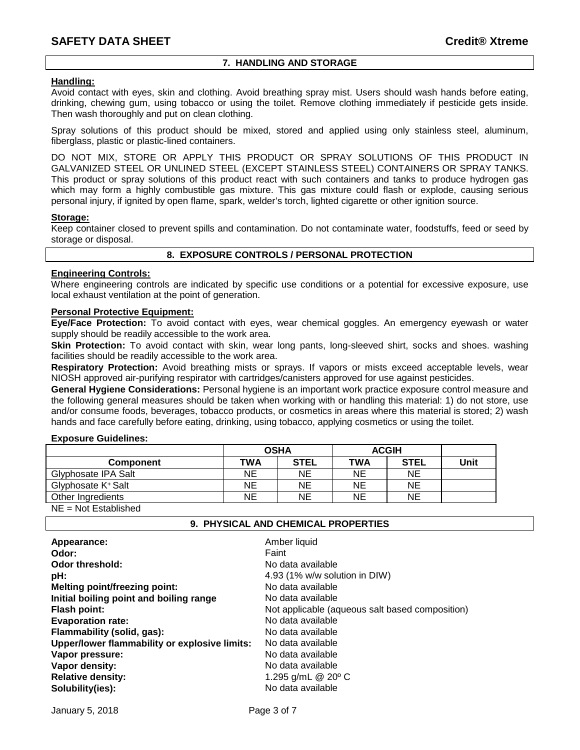## 7. HANDLING AND STORAGE

**Handling:**

Avoid contact with eyes, skin and clothing. Avoid breathing spray mist. Users should wash hands before eating, drinking, chewing gum, using tobacco or using the toilet. Remove clothing immediately if pesticide gets inside. Then wash thoroughly and put on clean clothing.

Spray solutions of this product should be mixed, stored and applied using only stainless steel, aluminum, fiberglass, plastic or plastic-lined containers.

DO NOT MIX, STORE OR APPLY THIS PRODUCT OR SPRAY SOLUTIONS OF THIS PRODUCT IN GALVANIZED STEEL OR UNLINED STEEL (EXCEPT STAINLESS STEEL) CONTAINERS OR SPRAY TANKS. This product or spray solutions of this product react with such containers and tanks to produce hydrogen gas which may form a highly combustible gas mixture. This gas mixture could flash or explode, causing serious personal injury, if ignited by open flame, spark, welder's torch, lighted cigarette or other ignition source.

**Storage:**

Keep container closed to prevent spills and contamination. Do not contaminate water, foodstuffs, feed or seed by storage or disposal.

## 8. EXPOSURE CONTROLS / PERSONAL PROTECTION

**Engineering Controls:**

Where engineering controls are indicated by specific use conditions or a potential for excessive exposure, use local exhaust ventilation at the point of generation.

**Personal Protective Equipment:**

**Eye/Face Protection:** To avoid contact with eyes, wear chemical goggles. An emergency eyewash or water supply should be readily accessible to the work area.

**Skin Protection:** To avoid contact with skin, wear long pants, long-sleeved shirt, socks and shoes. washing facilities should be readily accessible to the work area.

**Respiratory Protection:** Avoid breathing mists or sprays. If vapors or mists exceed acceptable levels, wear NIOSH approved air-purifying respirator with cartridges/canisters approved for use against pesticides.

**General Hygiene Considerations:** Personal hygiene is an important work practice exposure control measure and the following general measures should be taken when working with or handling this material: 1) do not store, use and/or consume foods, beverages, tobacco products, or cosmetics in areas where this material is stored; 2) wash hands and face carefully before eating, drinking, using tobacco, applying cosmetics or using the toilet.

**Exposure Guidelines:**

| | OSHA | | ACGIH | | |
|---|---|---|---|---|---|
| **Component** | **TWA** | **STEL** | **TWA** | **STEL** | **Unit** |
| Glyphosate IPA Salt | NE | NE | NE | NE | |
| Glyphosate $K^+$ Salt | NE | NE | NE | NE | |
| Other Ingredients | NE | NE | NE | NE | |

NE = Not Established

## 9. PHYSICAL AND CHEMICAL PROPERTIES

| | |
|---|---|
| **Appearance:** | Amber liquid |
| **Odor:** | Faint |
| **Odor threshold:** | No data available |
| **pH:** | 4.93 (1% w/w solution in DIW) |
| **Melting point/freezing point:** | No data available |
| **Initial boiling point and boiling range** | No data available |
| **Flash point:** | Not applicable (aqueous salt based composition) |
| **Evaporation rate:** | No data available |
| **Flammability (solid, gas):** | No data available |
| **Upper/lower flammability or explosive limits:** | No data available |
| **Vapor pressure:** | No data available |
| **Vapor density:** | No data available |
| **Relative density:** | 1.295 g/mL @ 20º C |
| **Solubility(ies):** | No data available |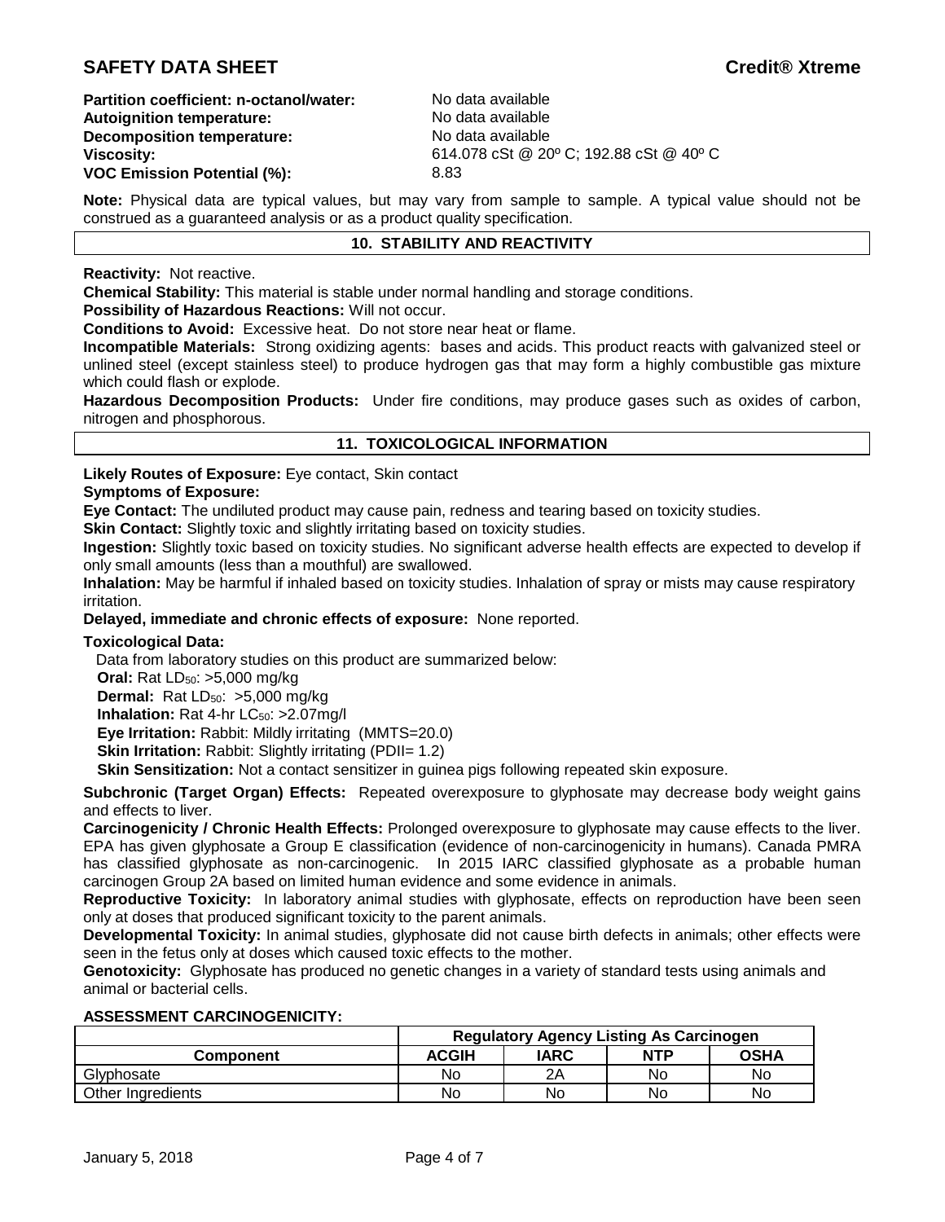**Partition coefficient: n-octanol/water:** No data available
**Autoignition temperature:** No data available
**Decomposition temperature:** No data available
**Viscosity:** 614.078 cSt @ 20º C; 192.88 cSt @ 40º C
**VOC Emission Potential (%):** 8.83

**Note:** Physical data are typical values, but may vary from sample to sample. A typical value should not be construed as a guaranteed analysis or as a product quality specification.

## 10. STABILITY AND REACTIVITY

**Reactivity:** Not reactive.
**Chemical Stability:** This material is stable under normal handling and storage conditions.
**Possibility of Hazardous Reactions:** Will not occur.
**Conditions to Avoid:** Excessive heat. Do not store near heat or flame.
**Incompatible Materials:** Strong oxidizing agents: bases and acids. This product reacts with galvanized steel or unlined steel (except stainless steel) to produce hydrogen gas that may form a highly combustible gas mixture which could flash or explode.
**Hazardous Decomposition Products:** Under fire conditions, may produce gases such as oxides of carbon, nitrogen and phosphorous.

## 11. TOXICOLOGICAL INFORMATION

**Likely Routes of Exposure:** Eye contact, Skin contact
**Symptoms of Exposure:**
**Eye Contact:** The undiluted product may cause pain, redness and tearing based on toxicity studies.
**Skin Contact:** Slightly toxic and slightly irritating based on toxicity studies.
**Ingestion:** Slightly toxic based on toxicity studies. No significant adverse health effects are expected to develop if only small amounts (less than a mouthful) are swallowed.
**Inhalation:** May be harmful if inhaled based on toxicity studies. Inhalation of spray or mists may cause respiratory irritation.
**Delayed, immediate and chronic effects of exposure:** None reported.

**Toxicological Data:**
Data from laboratory studies on this product are summarized below:
**Oral:** Rat $LD_{50}$: >5,000 mg/kg
**Dermal:** Rat $LD_{50}$: >5,000 mg/kg
**Inhalation:** Rat 4-hr $LC_{50}$: >2.07mg/l
**Eye Irritation:** Rabbit: Mildly irritating (MMTS=20.0)
**Skin Irritation:** Rabbit: Slightly irritating (PDII= 1.2)
**Skin Sensitization:** Not a contact sensitizer in guinea pigs following repeated skin exposure.

**Subchronic (Target Organ) Effects:** Repeated overexposure to glyphosate may decrease body weight gains and effects to liver.
**Carcinogenicity / Chronic Health Effects:** Prolonged overexposure to glyphosate may cause effects to the liver. EPA has given glyphosate a Group E classification (evidence of non-carcinogenicity in humans). Canada PMRA has classified glyphosate as non-carcinogenic. In 2015 IARC classified glyphosate as a probable human carcinogen Group 2A based on limited human evidence and some evidence in animals.
**Reproductive Toxicity:** In laboratory animal studies with glyphosate, effects on reproduction have been seen only at doses that produced significant toxicity to the parent animals.
**Developmental Toxicity:** In animal studies, glyphosate did not cause birth defects in animals; other effects were seen in the fetus only at doses which caused toxic effects to the mother.
**Genotoxicity:** Glyphosate has produced no genetic changes in a variety of standard tests using animals and animal or bacterial cells.

**ASSESSMENT CARCINOGENICITY:**

| | Regulatory Agency Listing As Carcinogen | | | |
|---|---|---|---|---|
| **Component** | **ACGIH** | **IARC** | **NTP** | **OSHA** |
| Glyphosate | No | 2A | No | No |
| Other Ingredients | No | No | No | No |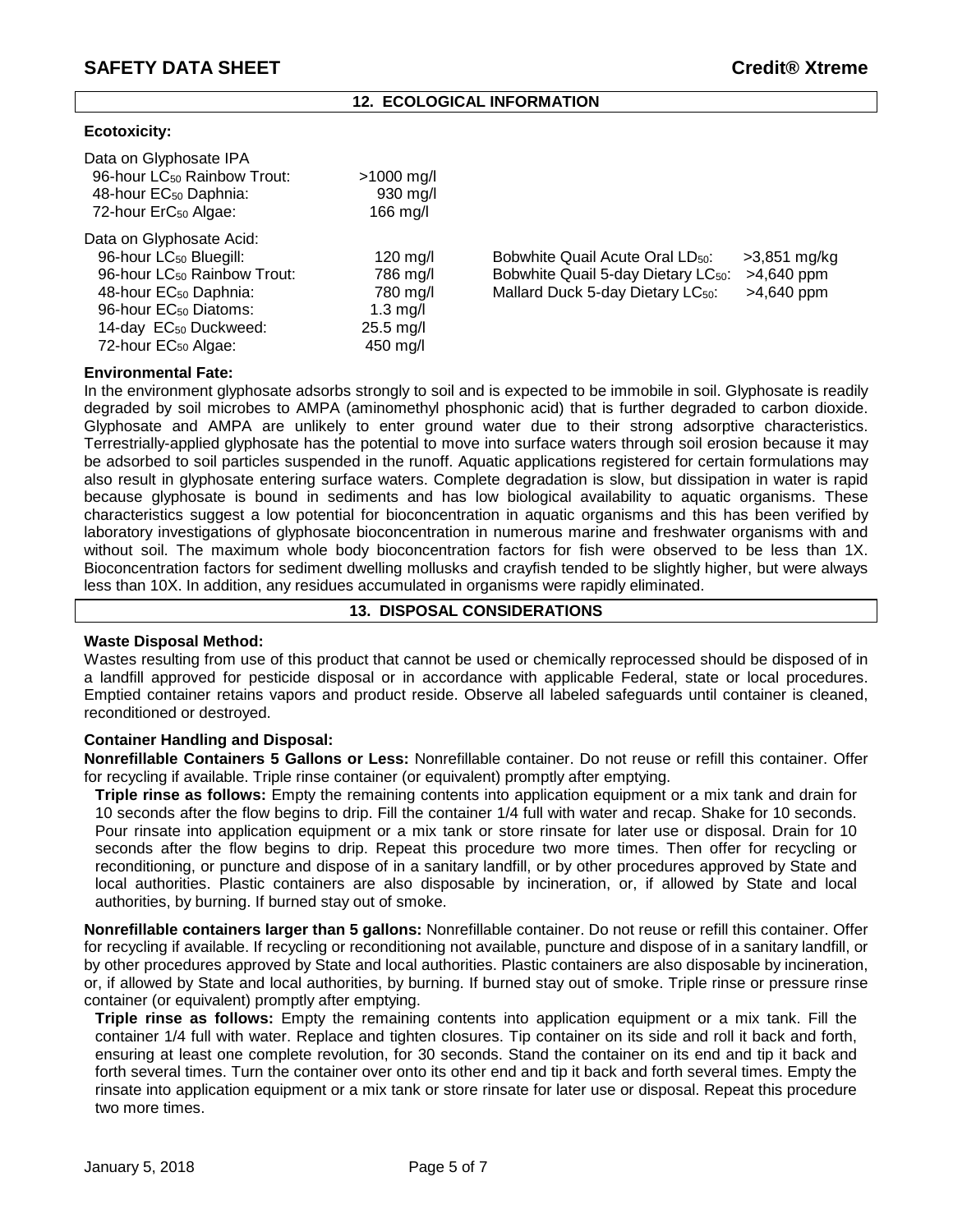## 12. ECOLOGICAL INFORMATION

**Ecotoxicity:**

Data on Glyphosate IPA

| | |
|---|---|
| 96-hour $LC_{50}$ Rainbow Trout: | >1000 mg/l |
| 48-hour $EC_{50}$ Daphnia: | 930 mg/l |
| 72-hour $ErC_{50}$ Algae: | 166 mg/l |

Data on Glyphosate Acid:

| | |
|---|---|
| 96-hour $LC_{50}$ Bluegill: | 120 mg/l |
| 96-hour $LC_{50}$ Rainbow Trout: | 786 mg/l |
| 48-hour $EC_{50}$ Daphnia: | 780 mg/l |
| 96-hour $EC_{50}$ Diatoms: | 1.3 mg/l |
| 14-day $EC_{50}$ Duckweed: | 25.5 mg/l |
| 72-hour $EC_{50}$ Algae: | 450 mg/l |

| | |
|---|---|
| Bobwhite Quail Acute Oral $LD_{50}$: | >3,851 mg/kg |
| Bobwhite Quail 5-day Dietary $LC_{50}$: | >4,640 ppm |
| Mallard Duck 5-day Dietary $LC_{50}$: | >4,640 ppm |

**Environmental Fate:**

In the environment glyphosate adsorbs strongly to soil and is expected to be immobile in soil. Glyphosate is readily degraded by soil microbes to AMPA (aminomethyl phosphonic acid) that is further degraded to carbon dioxide. Glyphosate and AMPA are unlikely to enter ground water due to their strong adsorptive characteristics. Terrestrially-applied glyphosate has the potential to move into surface waters through soil erosion because it may be adsorbed to soil particles suspended in the runoff. Aquatic applications registered for certain formulations may also result in glyphosate entering surface waters. Complete degradation is slow, but dissipation in water is rapid because glyphosate is bound in sediments and has low biological availability to aquatic organisms. These characteristics suggest a low potential for bioconcentration in aquatic organisms and this has been verified by laboratory investigations of glyphosate bioconcentration in numerous marine and freshwater organisms with and without soil. The maximum whole body bioconcentration factors for fish were observed to be less than 1X. Bioconcentration factors for sediment dwelling mollusks and crayfish tended to be slightly higher, but were always less than 10X. In addition, any residues accumulated in organisms were rapidly eliminated.

## 13. DISPOSAL CONSIDERATIONS

**Waste Disposal Method:**

Wastes resulting from use of this product that cannot be used or chemically reprocessed should be disposed of in a landfill approved for pesticide disposal or in accordance with applicable Federal, state or local procedures. Emptied container retains vapors and product reside. Observe all labeled safeguards until container is cleaned, reconditioned or destroyed.

**Container Handling and Disposal:**

**Nonrefillable Containers 5 Gallons or Less:** Nonrefillable container. Do not reuse or refill this container. Offer for recycling if available. Triple rinse container (or equivalent) promptly after emptying.

**Triple rinse as follows:** Empty the remaining contents into application equipment or a mix tank and drain for 10 seconds after the flow begins to drip. Fill the container 1/4 full with water and recap. Shake for 10 seconds. Pour rinsate into application equipment or a mix tank or store rinsate for later use or disposal. Drain for 10 seconds after the flow begins to drip. Repeat this procedure two more times. Then offer for recycling or reconditioning, or puncture and dispose of in a sanitary landfill, or by other procedures approved by State and local authorities. Plastic containers are also disposable by incineration, or, if allowed by State and local authorities, by burning. If burned stay out of smoke.

**Nonrefillable containers larger than 5 gallons:** Nonrefillable container. Do not reuse or refill this container. Offer for recycling if available. If recycling or reconditioning not available, puncture and dispose of in a sanitary landfill, or by other procedures approved by State and local authorities. Plastic containers are also disposable by incineration, or, if allowed by State and local authorities, by burning. If burned stay out of smoke. Triple rinse or pressure rinse container (or equivalent) promptly after emptying.

**Triple rinse as follows:** Empty the remaining contents into application equipment or a mix tank. Fill the container 1/4 full with water. Replace and tighten closures. Tip container on its side and roll it back and forth, ensuring at least one complete revolution, for 30 seconds. Stand the container on its end and tip it back and forth several times. Turn the container over onto its other end and tip it back and forth several times. Empty the rinsate into application equipment or a mix tank or store rinsate for later use or disposal. Repeat this procedure two more times.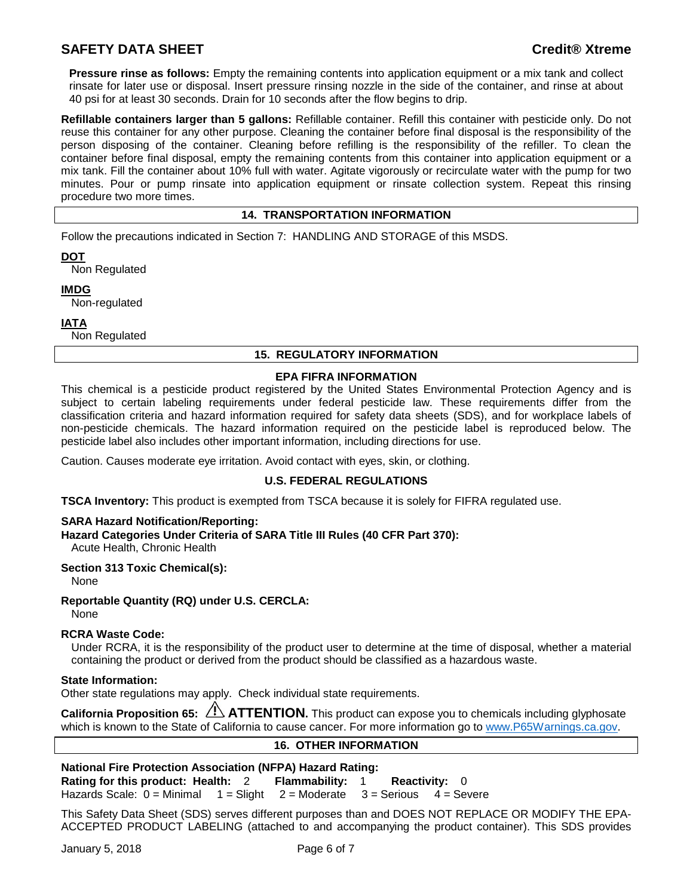**Pressure rinse as follows:** Empty the remaining contents into application equipment or a mix tank and collect rinsate for later use or disposal. Insert pressure rinsing nozzle in the side of the container, and rinse at about 40 psi for at least 30 seconds. Drain for 10 seconds after the flow begins to drip.

**Refillable containers larger than 5 gallons:** Refillable container. Refill this container with pesticide only. Do not reuse this container for any other purpose. Cleaning the container before final disposal is the responsibility of the person disposing of the container. Cleaning before refilling is the responsibility of the refiller. To clean the container before final disposal, empty the remaining contents from this container into application equipment or a mix tank. Fill the container about 10% full with water. Agitate vigorously or recirculate water with the pump for two minutes. Pour or pump rinsate into application equipment or rinsate collection system. Repeat this rinsing procedure two more times.

## 14. TRANSPORTATION INFORMATION

Follow the precautions indicated in Section 7: HANDLING AND STORAGE of this MSDS.

**DOT**
Non Regulated

**IMDG**
Non-regulated

**IATA**
Non Regulated

## 15. REGULATORY INFORMATION

### EPA FIFRA INFORMATION

This chemical is a pesticide product registered by the United States Environmental Protection Agency and is subject to certain labeling requirements under federal pesticide law. These requirements differ from the classification criteria and hazard information required for safety data sheets (SDS), and for workplace labels of non-pesticide chemicals. The hazard information required on the pesticide label is reproduced below. The pesticide label also includes other important information, including directions for use.

Caution. Causes moderate eye irritation. Avoid contact with eyes, skin, or clothing.

### U.S. FEDERAL REGULATIONS

**TSCA Inventory:** This product is exempted from TSCA because it is solely for FIFRA regulated use.

**SARA Hazard Notification/Reporting:**
**Hazard Categories Under Criteria of SARA Title III Rules (40 CFR Part 370):**
Acute Health, Chronic Health

**Section 313 Toxic Chemical(s):**
None

**Reportable Quantity (RQ) under U.S. CERCLA:**
None

**RCRA Waste Code:**
Under RCRA, it is the responsibility of the product user to determine at the time of disposal, whether a material containing the product or derived from the product should be classified as a hazardous waste.

**State Information:**
Other state regulations may apply. Check individual state requirements.

**California Proposition 65:** ⚠ **ATTENTION.** This product can expose you to chemicals including glyphosate which is known to the State of California to cause cancer. For more information go to www.P65Warnings.ca.gov.

## 16. OTHER INFORMATION

**National Fire Protection Association (NFPA) Hazard Rating:**
**Rating for this product: Health:** 2 **Flammability:** 1 **Reactivity:** 0
Hazards Scale: 0 = Minimal 1 = Slight 2 = Moderate 3 = Serious 4 = Severe

This Safety Data Sheet (SDS) serves different purposes than and DOES NOT REPLACE OR MODIFY THE EPA-ACCEPTED PRODUCT LABELING (attached to and accompanying the product container). This SDS provides

January 5, 2018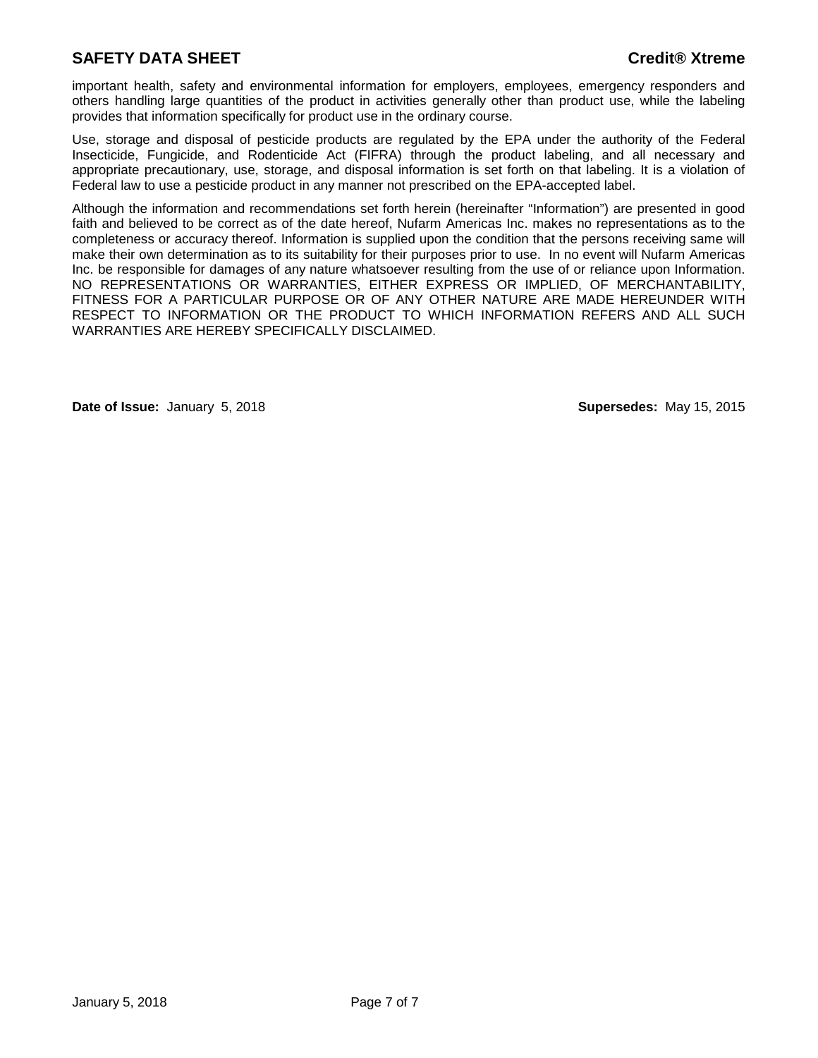important health, safety and environmental information for employers, employees, emergency responders and others handling large quantities of the product in activities generally other than product use, while the labeling provides that information specifically for product use in the ordinary course.

Use, storage and disposal of pesticide products are regulated by the EPA under the authority of the Federal Insecticide, Fungicide, and Rodenticide Act (FIFRA) through the product labeling, and all necessary and appropriate precautionary, use, storage, and disposal information is set forth on that labeling. It is a violation of Federal law to use a pesticide product in any manner not prescribed on the EPA-accepted label.

Although the information and recommendations set forth herein (hereinafter "Information") are presented in good faith and believed to be correct as of the date hereof, Nufarm Americas Inc. makes no representations as to the completeness or accuracy thereof. Information is supplied upon the condition that the persons receiving same will make their own determination as to its suitability for their purposes prior to use. In no event will Nufarm Americas Inc. be responsible for damages of any nature whatsoever resulting from the use of or reliance upon Information. NO REPRESENTATIONS OR WARRANTIES, EITHER EXPRESS OR IMPLIED, OF MERCHANTABILITY, FITNESS FOR A PARTICULAR PURPOSE OR OF ANY OTHER NATURE ARE MADE HEREUNDER WITH RESPECT TO INFORMATION OR THE PRODUCT TO WHICH INFORMATION REFERS AND ALL SUCH WARRANTIES ARE HEREBY SPECIFICALLY DISCLAIMED.

**Date of Issue:** January 5, 2018 **Supersedes:** May 15, 2015